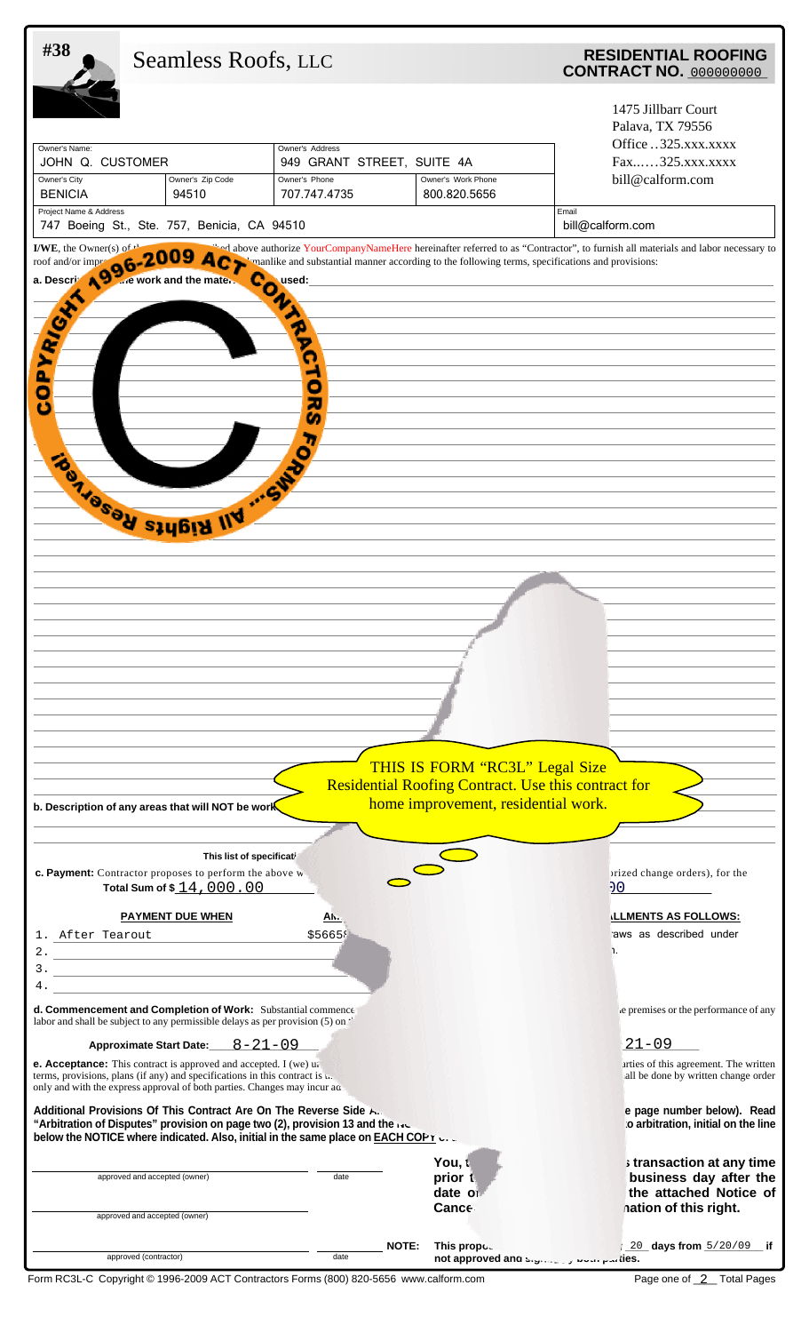#38

Seamless Roofs, LLC

## RESIDENTIAL ROOFING CONTRACT NO. 000000000

1475 Jillbarr Court
Palava, TX 79556
Office ..325.xxx.xxxx
Fax......325.xxx.xxxx
bill@calform.com

| Owner's Name: | | Owner's Address | |
|---|---|---|---|
| JOHN Q. CUSTOMER | | 949 GRANT STREET, SUITE 4A | |
| Owner's City | Owner's Zip Code | Owner's Phone | Owner's Work Phone |
| BENICIA | 94510 | 707.747.4735 | 800.820.5656 |

| Project Name & Address | Email |
|---|---|
| 747 Boeing St., Ste. 757, Benicia, CA 94510 | bill@calform.com |

**I/WE**, the Owner(s) of th... ...ed above authorize YourCompanyNameHere hereinafter referred to as "Contractor", to furnish all materials and labor necessary to roof and/or impr... ...manlike and substantial manner according to the following terms, specifications and provisions:

**a. Descri... ...e work and the mate... used:**

COPYRIGHT 1996-2009 ACT CONTRACTORS FORMS ...All Rights Reserved

THIS IS FORM "RC3L" Legal Size Residential Roofing Contract. Use this contract for home improvement, residential work.

**b. Description of any areas that will NOT be work...**

This list of specificati...

**c. Payment:** Contractor proposes to perform the above w... ...orized change orders), for the **Total Sum of $** 14,000.00 ...00

| PAYMENT DUE WHEN | AM... | ...LLMENTS AS FOLLOWS: |
|---|---|---|
| 1. After Tearout | $5665... | ...raws as described under ...n. |
| 2. | | |
| 3. | | |
| 4. | | |

**d. Commencement and Completion of Work:** Substantial commence... ...e premises or the performance of any labor and shall be subject to any permissible delays as per provision (5) on ...

**Approximate Start Date:** 8-21-09 ...21-09

**e. Acceptance:** This contract is approved and accepted. I (we) u... ...arties of this agreement. The written terms, provisions, plans (if any) and specifications in this contract is t... ...all be done by written change order only and with the express approval of both parties. Changes may incur ad...

**Additional Provisions Of This Contract Are On The Reverse Side A... ...e page number below). Read "Arbitration of Disputes" provision on page two (2), provision 13 and the N... ...o arbitration, initial on the line below the NOTICE where indicated. Also, initial in the same place on EACH COPY o...**

| | |
|---|---|
| approved and accepted (owner) | date |
| approved and accepted (owner) | |
| approved (contractor) | date |

**You, t... ...s transaction at any time prior t... ...business day after the date o... ...the attached Notice of Cance... ...nation of this right.**

**NOTE: This propo... ...20 days from** 5/20/09 **if not approved and si... ...both parties.**

Form RC3L-C Copyright © 1996-2009 ACT Contractors Forms (800) 820-5656 www.calform.com

Page one of 2 Total Pages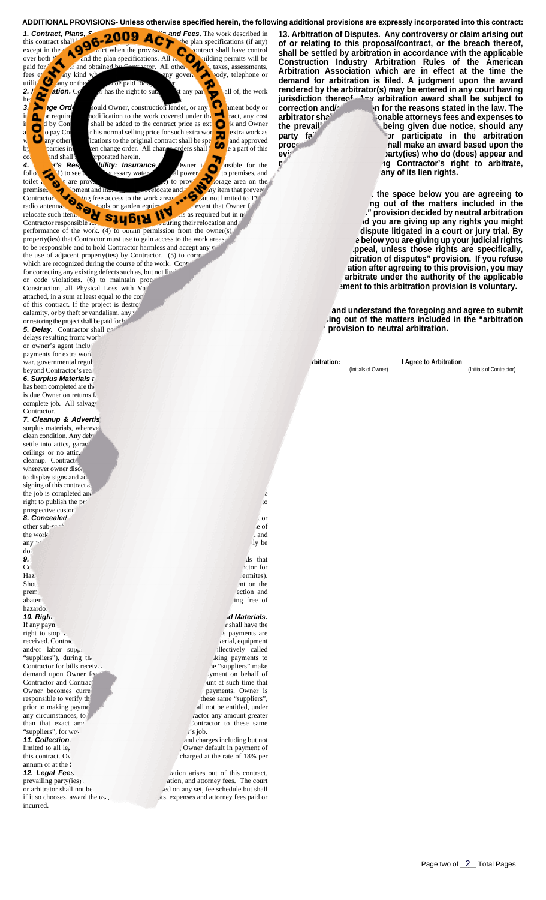**ADDITIONAL PROVISIONS- Unless otherwise specified herein, the following additional provisions are expressly incorporated into this contract:**

***1. Contract, Plans, S*** ***and Fees***. The work described in this contract shall 1996-2009 ACT the plan specifications (if any) except in the tract when the provis contract shall have control over both th and the plan specifications. All building permits will be paid for r and obtained by Contractor. All other taxes, assessments, fees et ny kind wh ny gover ody, telephone or utilit any or the be paid for r.

***2. ation.*** C has the right to sub t any par all of, the work he

***3. ge Ord*** hould Owner, construction lender, or any nment body or i r require modification to the work covered under th ract, any cost i d by Con shall be added to the contract price as ext k and Owner a o pay Co r his normal selling price for such extra wo extra work as w any other ications to the original contract shall be spe and approved by parties in en change order. All change orders shall e a part of this co and shall rporated herein.

***4. r's Res bility: Insurance*** Owner is onsible for the follo 1) to see essary water al power to premises, and toilet s are prov to prov orage area on the premise ment and ma elocate and ny item that preven Contractor ing free access to the work areas ut not limited to T radio antenna tools or garden equip event that Owner f relocate such item s as required but in n Contractor responsible uring their relocation and performance of the work. (4) to obtain permission from the owner(s) property(ies) that Contractor must use to gain access to the work areas to be responsible and to hold Contractor harmless and accept any ri the use of adjacent property(ies) by Contractor. (5) to corre which are recognized during the course of the work. Cont for correcting any existing defects such as, but not li or code violations. (6) to maintain pro Construction, all Physical Loss with Va attached, in a sum at least equal to the con of this contract. If the project is destro calamity, or by theft or vandalism, any or restoring the project shall be paid for b

***5. Delay.*** Contractor shall n delays resulting from: wor or owner's agent inclu payments for extra wor war, governmental regul beyond Contractor's rea

***6. Surplus Materials*** has been completed are th is due Owner on returns f complete job. All salvag Contractor.

***7. Cleanup & Advertis*** surplus materials, whereve clean condition. Any deb settle into attics, garag ceilings or no attic, cleanup. Contract wherever owner disc to display signs and a signing of this contract a the job is completed an right to publish the p prospective custon

***8. Concealed*** other sub- the work any do

***9.*** ds that C ctor for Haz ermites). Sho nt on the prem ection and abate ing free of hazardo

***10. Righ*** ***d Materials.*** If any paym r shall have the right to stop s payments are received. Contrac terial, equipment and/or labor supp llectively called "suppliers"), during th king payments to Contractor for bills receiv he "suppliers" make demand upon Owner fo yment on behalf of Contractor and Contrac unt at such time that Owner becomes curre payments. Owner is responsible to verify th these same "suppliers", prior to making payme all not be entitled, under any circumstances, to ractor any amount greater than that exact am Contractor to these same "suppliers", for wo 's job.

***11. Collection.*** and charges including but not limited to all le Owner default in payment of this contract. O charged at the rate of 18% per annum or at the

***12. Legal Fees*** ration arises out of this contract, prevailing party(ies) ation, and attorney fees. The court or arbitrator shall not be ed on any set, fee schedule but shall if it so chooses, award the tru sts, expenses and attorney fees paid or incurred.

**13. Arbitration of Disputes. Any controversy or claim arising out of or relating to this proposal/contract, or the breach thereof, shall be settled by arbitration in accordance with the applicable Construction Industry Arbitration Rules of the American Arbitration Association which are in effect at the time the demand for arbitration is filed. A judgment upon the award rendered by the arbitrator(s) may be entered in any court having jurisdiction thereof. Any arbitration award shall be subject to correction and/ n for the reasons stated in the law. The arbitrator sha onable attorneys fees and expenses to the prevail being given due notice, should any party fa or participate in the arbitration proc hall make an award based upon the evi party(ies) who do (does) appear and ng Contractor's right to arbitrate, any of its lien rights.**

**the space below you are agreeing to ng out of the matters included in the " provision decided by neutral arbitration d you are giving up any rights you might dispute litigated in a court or jury trial. By e below you are giving up your judicial rights ppeal, unless those rights are specifically, bitration of disputes" provision. If you refuse ation after agreeing to this provision, you may arbitrate under the authority of the applicable ement to this arbitration provision is voluntary.**

**and understand the foregoing and agree to submit sing out of the matters included in the "arbitration provision to neutral arbitration.**

**rbitration: ______________** (Initials of Owner) **I Agree to Arbitration ______________** (Initials of Contractor)